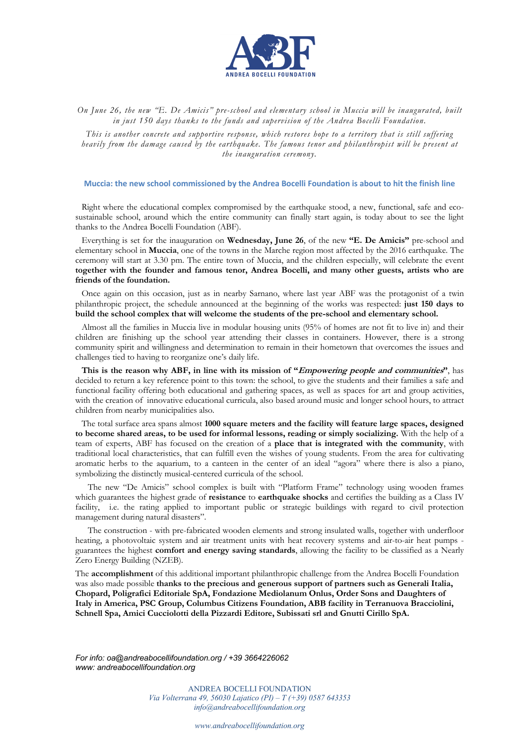ANDREA BOCELLI FOUNDATION

*On June 26, the new "E. De Amicis" pre-school and elementary school in Muccia will be inaugurated, built in just 150 days thanks to the funds and supervision of the Andrea Bocelli Foundation.*

*This is another concrete and supportive response, which restores hope to a territory that is still suffering heavily from the damage caused by the earthquake. The famous tenor and philanthropist will be present at the inauguration ceremony.*

## Muccia: the new school commissioned by the Andrea Bocelli Foundation is about to hit the finish line

Right where the educational complex compromised by the earthquake stood, a new, functional, safe and eco-sustainable school, around which the entire community can finally start again, is today about to see the light thanks to the Andrea Bocelli Foundation (ABF).

Everything is set for the inauguration on **Wednesday, June 26**, of the new **"E. De Amicis"** pre-school and elementary school in **Muccia**, one of the towns in the Marche region most affected by the 2016 earthquake. The ceremony will start at 3.30 pm. The entire town of Muccia, and the children especially, will celebrate the event **together with the founder and famous tenor, Andrea Bocelli, and many other guests, artists who are friends of the foundation.**

Once again on this occasion, just as in nearby Sarnano, where last year ABF was the protagonist of a twin philanthropic project, the schedule announced at the beginning of the works was respected: **just 150 days to build the school complex that will welcome the students of the pre-school and elementary school.**

Almost all the families in Muccia live in modular housing units (95% of homes are not fit to live in) and their children are finishing up the school year attending their classes in containers. However, there is a strong community spirit and willingness and determination to remain in their hometown that overcomes the issues and challenges tied to having to reorganize one's daily life.

**This is the reason why ABF, in line with its mission of "*Empowering people and communities*"**, has decided to return a key reference point to this town: the school, to give the students and their families a safe and functional facility offering both educational and gathering spaces, as well as spaces for art and group activities, with the creation of innovative educational curricula, also based around music and longer school hours, to attract children from nearby municipalities also.

The total surface area spans almost **1000 square meters and the facility will feature large spaces, designed to become shared areas, to be used for informal lessons, reading or simply socializing.** With the help of a team of experts, ABF has focused on the creation of a **place that is integrated with the community**, with traditional local characteristics, that can fulfill even the wishes of young students. From the area for cultivating aromatic herbs to the aquarium, to a canteen in the center of an ideal "agora" where there is also a piano, symbolizing the distinctly musical-centered curricula of the school.

The new "De Amicis" school complex is built with "Platform Frame" technology using wooden frames which guarantees the highest grade of **resistance** to **earthquake shocks** and certifies the building as a Class IV facility, i.e. the rating applied to important public or strategic buildings with regard to civil protection management during natural disasters".

The construction - with pre-fabricated wooden elements and strong insulated walls, together with underfloor heating, a photovoltaic system and air treatment units with heat recovery systems and air-to-air heat pumps - guarantees the highest **comfort and energy saving standards**, allowing the facility to be classified as a Nearly Zero Energy Building (NZEB).

The **accomplishment** of this additional important philanthropic challenge from the Andrea Bocelli Foundation was also made possible **thanks to the precious and generous support of partners such as Generali Italia, Chopard, Poligrafici Editoriale SpA, Fondazione Mediolanum Onlus, Order Sons and Daughters of Italy in America, PSC Group, Columbus Citizens Foundation, ABB facility in Terranuova Bracciolini, Schnell Spa, Amici Cucciolotti della Pizzardi Editore, Subissati srl and Gnutti Cirillo SpA.**

*For info: oa@andreabocellifoundation.org / +39 3664226062*
*www: andreabocellifoundation.org*

ANDREA BOCELLI FOUNDATION
*Via Volterrana 49, 56030 Lajatico (PI) – T (+39) 0587 643353*
*info@andreabocellifoundation.org*

*www.andreabocellifoundation.org*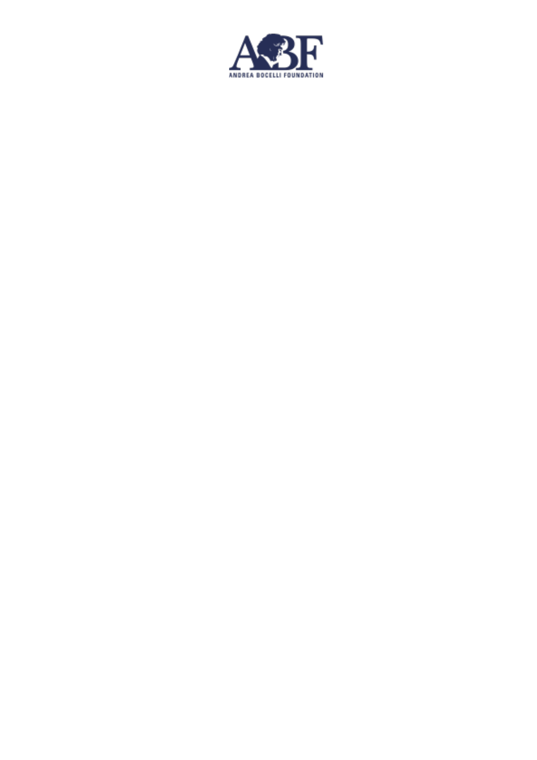ABF

ANDREA BOCELLI FOUNDATION